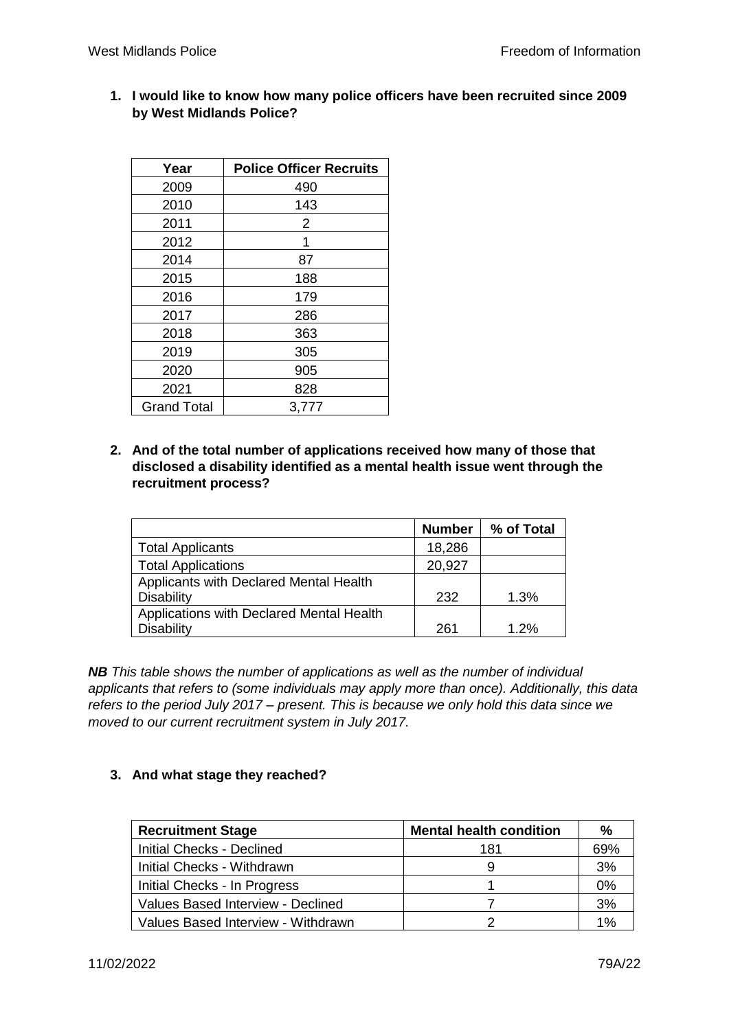1. **I would like to know how many police officers have been recruited since 2009 by West Midlands Police?**

| Year | Police Officer Recruits |
|---|---|
| 2009 | 490 |
| 2010 | 143 |
| 2011 | 2 |
| 2012 | 1 |
| 2014 | 87 |
| 2015 | 188 |
| 2016 | 179 |
| 2017 | 286 |
| 2018 | 363 |
| 2019 | 305 |
| 2020 | 905 |
| 2021 | 828 |
| Grand Total | 3,777 |

2. **And of the total number of applications received how many of those that disclosed a disability identified as a mental health issue went through the recruitment process?**

| | Number | % of Total |
|---|---|---|
| Total Applicants | 18,286 | |
| Total Applications | 20,927 | |
| Applicants with Declared Mental Health Disability | 232 | 1.3% |
| Applications with Declared Mental Health Disability | 261 | 1.2% |

***NB*** *This table shows the number of applications as well as the number of individual applicants that refers to (some individuals may apply more than once). Additionally, this data refers to the period July 2017 – present. This is because we only hold this data since we moved to our current recruitment system in July 2017.*

3. **And what stage they reached?**

| Recruitment Stage | Mental health condition | % |
|---|---|---|
| Initial Checks - Declined | 181 | 69% |
| Initial Checks - Withdrawn | 9 | 3% |
| Initial Checks - In Progress | 1 | 0% |
| Values Based Interview - Declined | 7 | 3% |
| Values Based Interview - Withdrawn | 2 | 1% |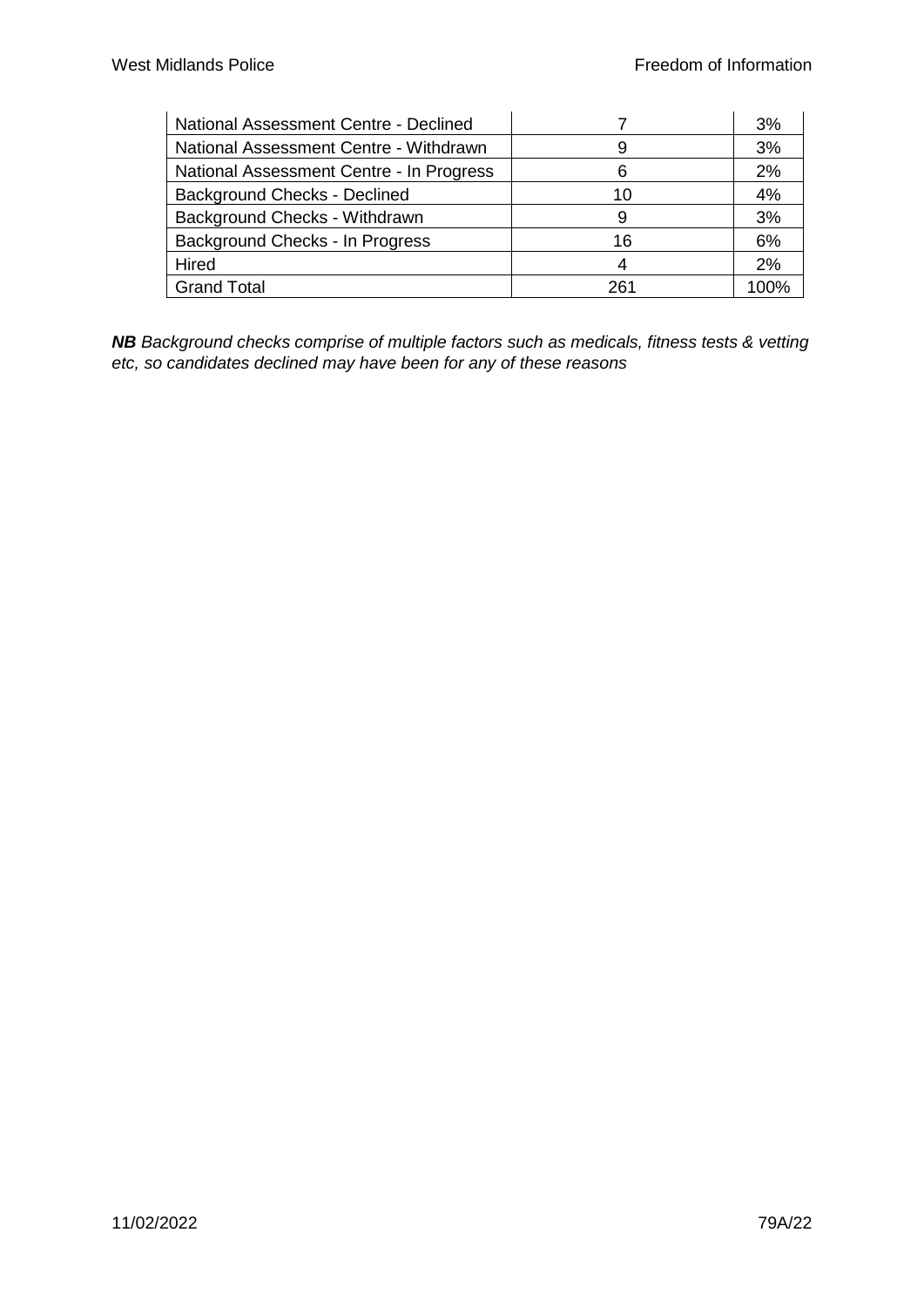| | | |
|---|---|---|
| National Assessment Centre - Declined | 7 | 3% |
| National Assessment Centre - Withdrawn | 9 | 3% |
| National Assessment Centre - In Progress | 6 | 2% |
| Background Checks - Declined | 10 | 4% |
| Background Checks - Withdrawn | 9 | 3% |
| Background Checks - In Progress | 16 | 6% |
| Hired | 4 | 2% |
| Grand Total | 261 | 100% |

***NB** Background checks comprise of multiple factors such as medicals, fitness tests & vetting etc, so candidates declined may have been for any of these reasons*